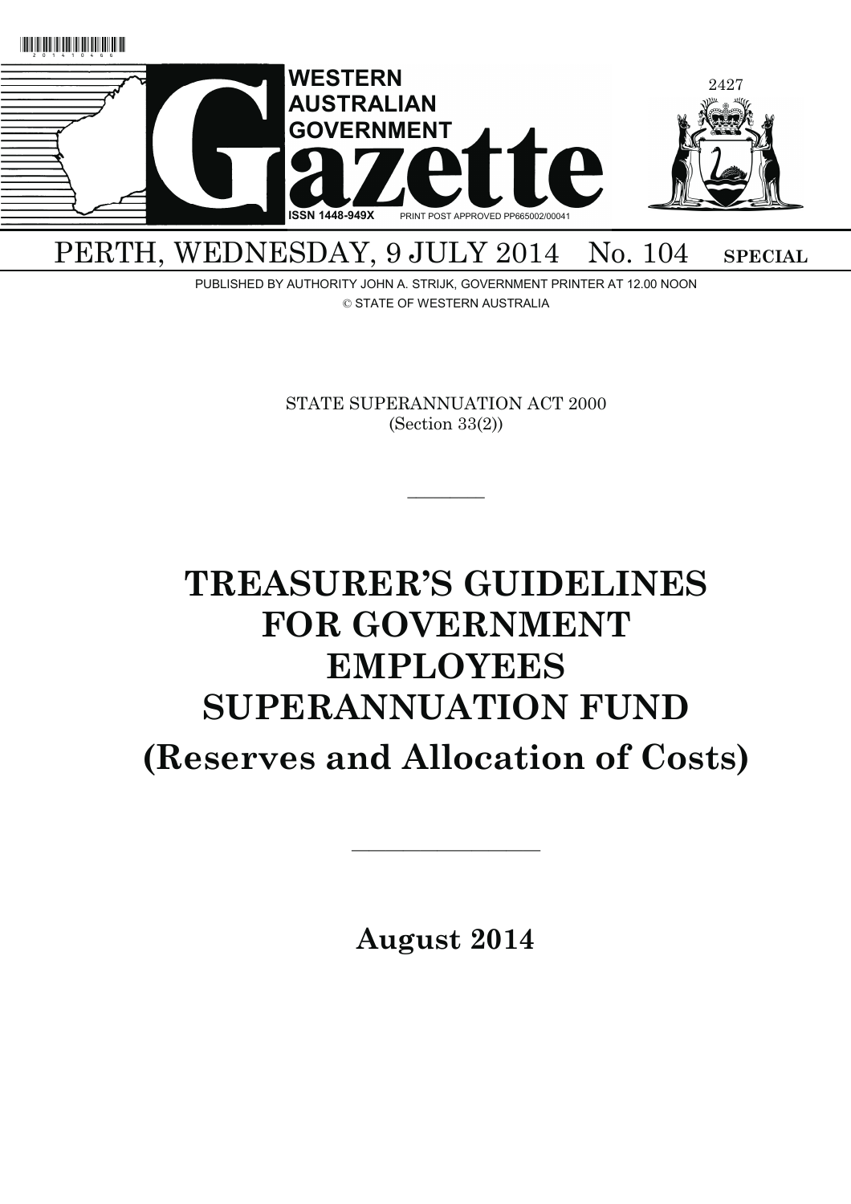# WESTERN AUSTRALIAN GOVERNMENT Gazette

ISSN 1448-949X PRINT POST APPROVED PP665002/00041

PERTH, WEDNESDAY, 9 JULY 2014 No. 104 **SPECIAL**

PUBLISHED BY AUTHORITY JOHN A. STRIJK, GOVERNMENT PRINTER AT 12.00 NOON

© STATE OF WESTERN AUSTRALIA

STATE SUPERANNUATION ACT 2000
(Section 33(2))

---

# TREASURER'S GUIDELINES FOR GOVERNMENT EMPLOYEES SUPERANNUATION FUND

# (Reserves and Allocation of Costs)

---

**August 2014**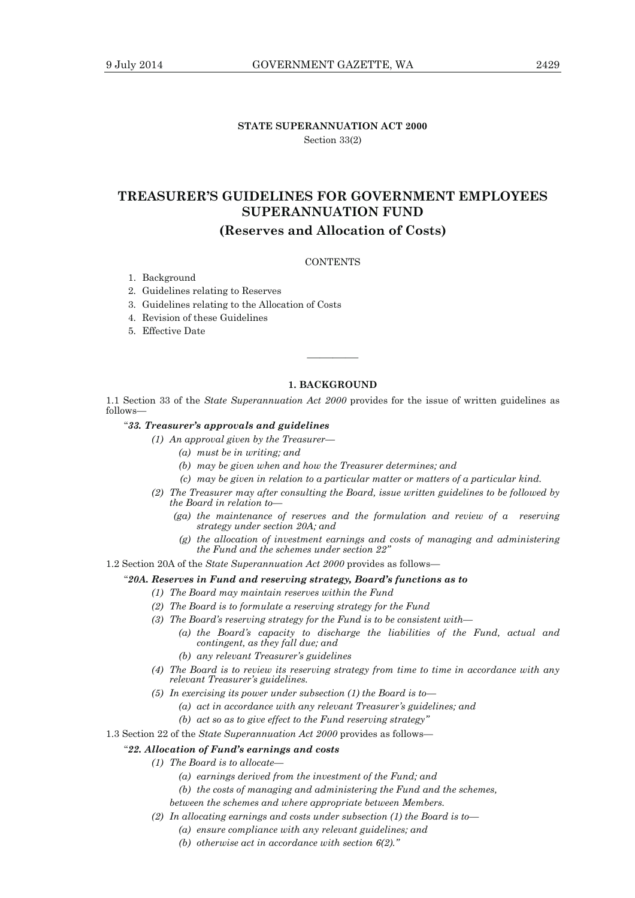**STATE SUPERANNUATION ACT 2000**

Section 33(2)

# TREASURER'S GUIDELINES FOR GOVERNMENT EMPLOYEES SUPERANNUATION FUND

## (Reserves and Allocation of Costs)

CONTENTS

1. Background
2. Guidelines relating to Reserves
3. Guidelines relating to the Allocation of Costs
4. Revision of these Guidelines
5. Effective Date

---

### 1. BACKGROUND

1.1 Section 33 of the *State Superannuation Act 2000* provides for the issue of written guidelines as follows—

"***33. Treasurer's approvals and guidelines***

*(1) An approval given by the Treasurer—*

*(a) must be in writing; and*

*(b) may be given when and how the Treasurer determines; and*

*(c) may be given in relation to a particular matter or matters of a particular kind.*

*(2) The Treasurer may after consulting the Board, issue written guidelines to be followed by the Board in relation to—*

*(ga) the maintenance of reserves and the formulation and review of a reserving strategy under section 20A; and*

*(g) the allocation of investment earnings and costs of managing and administering the Fund and the schemes under section 22"*

1.2 Section 20A of the *State Superannuation Act 2000* provides as follows—

"***20A. Reserves in Fund and reserving strategy, Board's functions as to***

*(1) The Board may maintain reserves within the Fund*

*(2) The Board is to formulate a reserving strategy for the Fund*

*(3) The Board's reserving strategy for the Fund is to be consistent with—*

*(a) the Board's capacity to discharge the liabilities of the Fund, actual and contingent, as they fall due; and*

*(b) any relevant Treasurer's guidelines*

*(4) The Board is to review its reserving strategy from time to time in accordance with any relevant Treasurer's guidelines.*

*(5) In exercising its power under subsection (1) the Board is to—*

*(a) act in accordance with any relevant Treasurer's guidelines; and*

*(b) act so as to give effect to the Fund reserving strategy"*

1.3 Section 22 of the *State Superannuation Act 2000* provides as follows—

"***22. Allocation of Fund's earnings and costs***

*(1) The Board is to allocate—*

*(a) earnings derived from the investment of the Fund; and*

*(b) the costs of managing and administering the Fund and the schemes,*

*between the schemes and where appropriate between Members.*

*(2) In allocating earnings and costs under subsection (1) the Board is to—*

*(a) ensure compliance with any relevant guidelines; and*

*(b) otherwise act in accordance with section 6(2)."*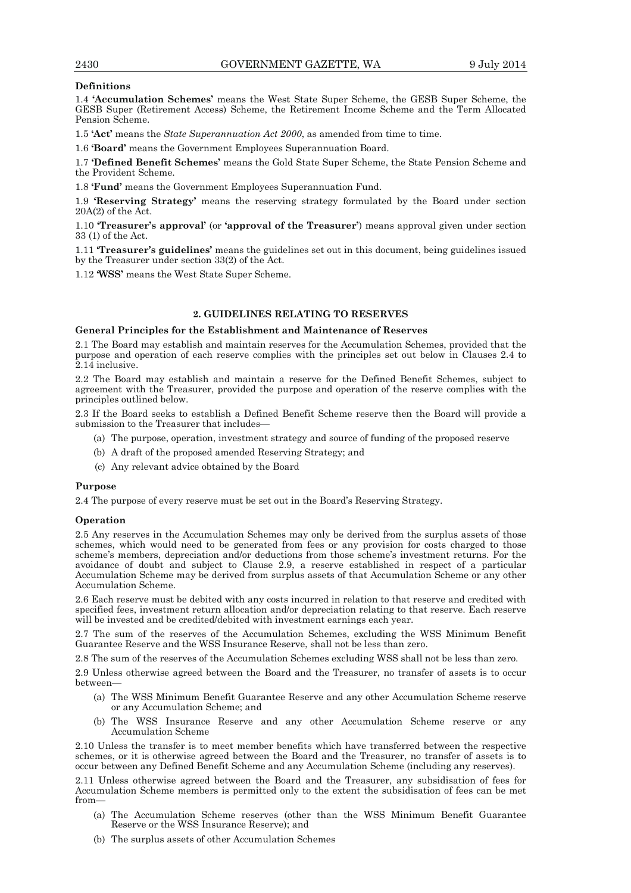**Definitions**

1.4 **'Accumulation Schemes'** means the West State Super Scheme, the GESB Super Scheme, the GESB Super (Retirement Access) Scheme, the Retirement Income Scheme and the Term Allocated Pension Scheme.

1.5 **'Act'** means the *State Superannuation Act 2000*, as amended from time to time.

1.6 **'Board'** means the Government Employees Superannuation Board.

1.7 **'Defined Benefit Schemes'** means the Gold State Super Scheme, the State Pension Scheme and the Provident Scheme.

1.8 **'Fund'** means the Government Employees Superannuation Fund.

1.9 **'Reserving Strategy'** means the reserving strategy formulated by the Board under section 20A(2) of the Act.

1.10 **'Treasurer's approval'** (or **'approval of the Treasurer'**) means approval given under section 33 (1) of the Act.

1.11 **'Treasurer's guidelines'** means the guidelines set out in this document, being guidelines issued by the Treasurer under section 33(2) of the Act.

1.12 **'WSS'** means the West State Super Scheme.

## 2. GUIDELINES RELATING TO RESERVES

**General Principles for the Establishment and Maintenance of Reserves**

2.1 The Board may establish and maintain reserves for the Accumulation Schemes, provided that the purpose and operation of each reserve complies with the principles set out below in Clauses 2.4 to 2.14 inclusive.

2.2 The Board may establish and maintain a reserve for the Defined Benefit Schemes, subject to agreement with the Treasurer, provided the purpose and operation of the reserve complies with the principles outlined below.

2.3 If the Board seeks to establish a Defined Benefit Scheme reserve then the Board will provide a submission to the Treasurer that includes—

(a) The purpose, operation, investment strategy and source of funding of the proposed reserve

(b) A draft of the proposed amended Reserving Strategy; and

(c) Any relevant advice obtained by the Board

**Purpose**

2.4 The purpose of every reserve must be set out in the Board's Reserving Strategy.

**Operation**

2.5 Any reserves in the Accumulation Schemes may only be derived from the surplus assets of those schemes, which would need to be generated from fees or any provision for costs charged to those scheme's members, depreciation and/or deductions from those scheme's investment returns. For the avoidance of doubt and subject to Clause 2.9, a reserve established in respect of a particular Accumulation Scheme may be derived from surplus assets of that Accumulation Scheme or any other Accumulation Scheme.

2.6 Each reserve must be debited with any costs incurred in relation to that reserve and credited with specified fees, investment return allocation and/or depreciation relating to that reserve. Each reserve will be invested and be credited/debited with investment earnings each year.

2.7 The sum of the reserves of the Accumulation Schemes, excluding the WSS Minimum Benefit Guarantee Reserve and the WSS Insurance Reserve, shall not be less than zero.

2.8 The sum of the reserves of the Accumulation Schemes excluding WSS shall not be less than zero.

2.9 Unless otherwise agreed between the Board and the Treasurer, no transfer of assets is to occur between—

(a) The WSS Minimum Benefit Guarantee Reserve and any other Accumulation Scheme reserve or any Accumulation Scheme; and

(b) The WSS Insurance Reserve and any other Accumulation Scheme reserve or any Accumulation Scheme

2.10 Unless the transfer is to meet member benefits which have transferred between the respective schemes, or it is otherwise agreed between the Board and the Treasurer, no transfer of assets is to occur between any Defined Benefit Scheme and any Accumulation Scheme (including any reserves).

2.11 Unless otherwise agreed between the Board and the Treasurer, any subsidisation of fees for Accumulation Scheme members is permitted only to the extent the subsidisation of fees can be met from—

(a) The Accumulation Scheme reserves (other than the WSS Minimum Benefit Guarantee Reserve or the WSS Insurance Reserve); and

(b) The surplus assets of other Accumulation Schemes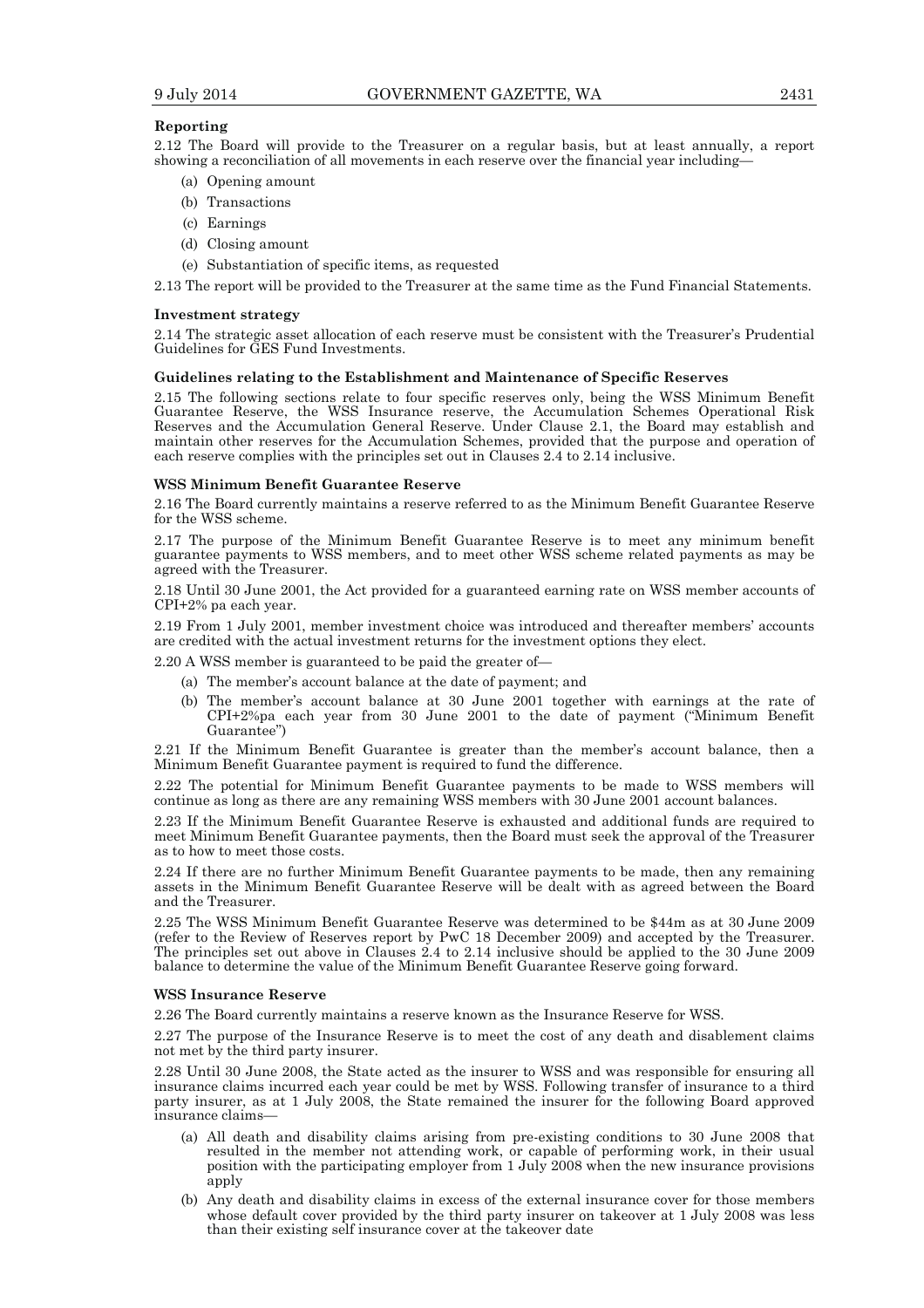**Reporting**

2.12 The Board will provide to the Treasurer on a regular basis, but at least annually, a report showing a reconciliation of all movements in each reserve over the financial year including—

(a) Opening amount

(b) Transactions

(c) Earnings

(d) Closing amount

(e) Substantiation of specific items, as requested

2.13 The report will be provided to the Treasurer at the same time as the Fund Financial Statements.

**Investment strategy**

2.14 The strategic asset allocation of each reserve must be consistent with the Treasurer's Prudential Guidelines for GES Fund Investments.

**Guidelines relating to the Establishment and Maintenance of Specific Reserves**

2.15 The following sections relate to four specific reserves only, being the WSS Minimum Benefit Guarantee Reserve, the WSS Insurance reserve, the Accumulation Schemes Operational Risk Reserves and the Accumulation General Reserve. Under Clause 2.1, the Board may establish and maintain other reserves for the Accumulation Schemes, provided that the purpose and operation of each reserve complies with the principles set out in Clauses 2.4 to 2.14 inclusive.

**WSS Minimum Benefit Guarantee Reserve**

2.16 The Board currently maintains a reserve referred to as the Minimum Benefit Guarantee Reserve for the WSS scheme.

2.17 The purpose of the Minimum Benefit Guarantee Reserve is to meet any minimum benefit guarantee payments to WSS members, and to meet other WSS scheme related payments as may be agreed with the Treasurer.

2.18 Until 30 June 2001, the Act provided for a guaranteed earning rate on WSS member accounts of CPI+2% pa each year.

2.19 From 1 July 2001, member investment choice was introduced and thereafter members' accounts are credited with the actual investment returns for the investment options they elect.

2.20 A WSS member is guaranteed to be paid the greater of—

(a) The member's account balance at the date of payment; and

(b) The member's account balance at 30 June 2001 together with earnings at the rate of CPI+2%pa each year from 30 June 2001 to the date of payment ("Minimum Benefit Guarantee")

2.21 If the Minimum Benefit Guarantee is greater than the member's account balance, then a Minimum Benefit Guarantee payment is required to fund the difference.

2.22 The potential for Minimum Benefit Guarantee payments to be made to WSS members will continue as long as there are any remaining WSS members with 30 June 2001 account balances.

2.23 If the Minimum Benefit Guarantee Reserve is exhausted and additional funds are required to meet Minimum Benefit Guarantee payments, then the Board must seek the approval of the Treasurer as to how to meet those costs.

2.24 If there are no further Minimum Benefit Guarantee payments to be made, then any remaining assets in the Minimum Benefit Guarantee Reserve will be dealt with as agreed between the Board and the Treasurer.

2.25 The WSS Minimum Benefit Guarantee Reserve was determined to be $44m as at 30 June 2009 (refer to the Review of Reserves report by PwC 18 December 2009) and accepted by the Treasurer. The principles set out above in Clauses 2.4 to 2.14 inclusive should be applied to the 30 June 2009 balance to determine the value of the Minimum Benefit Guarantee Reserve going forward.

**WSS Insurance Reserve**

2.26 The Board currently maintains a reserve known as the Insurance Reserve for WSS.

2.27 The purpose of the Insurance Reserve is to meet the cost of any death and disablement claims not met by the third party insurer.

2.28 Until 30 June 2008, the State acted as the insurer to WSS and was responsible for ensuring all insurance claims incurred each year could be met by WSS. Following transfer of insurance to a third party insurer, as at 1 July 2008, the State remained the insurer for the following Board approved insurance claims—

(a) All death and disability claims arising from pre-existing conditions to 30 June 2008 that resulted in the member not attending work, or capable of performing work, in their usual position with the participating employer from 1 July 2008 when the new insurance provisions apply

(b) Any death and disability claims in excess of the external insurance cover for those members whose default cover provided by the third party insurer on takeover at 1 July 2008 was less than their existing self insurance cover at the takeover date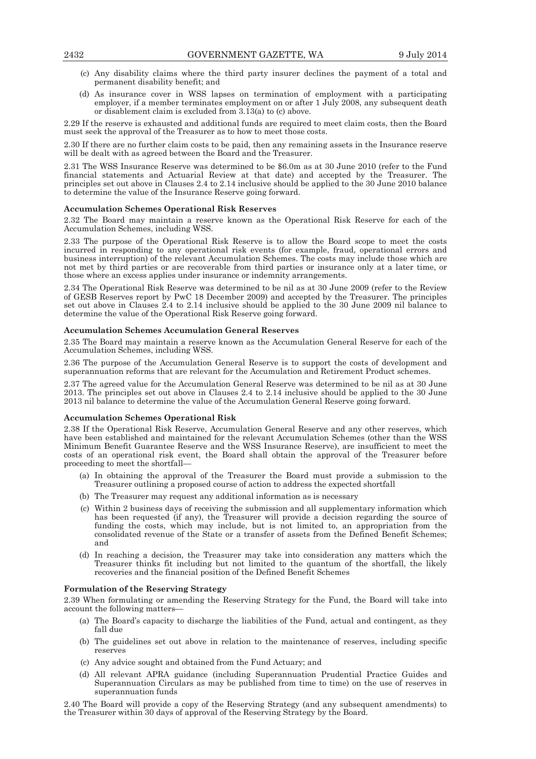(c) Any disability claims where the third party insurer declines the payment of a total and permanent disability benefit; and

(d) As insurance cover in WSS lapses on termination of employment with a participating employer, if a member terminates employment on or after 1 July 2008, any subsequent death or disablement claim is excluded from 3.13(a) to (c) above.

2.29 If the reserve is exhausted and additional funds are required to meet claim costs, then the Board must seek the approval of the Treasurer as to how to meet those costs.

2.30 If there are no further claim costs to be paid, then any remaining assets in the Insurance reserve will be dealt with as agreed between the Board and the Treasurer.

2.31 The WSS Insurance Reserve was determined to be $6.0m as at 30 June 2010 (refer to the Fund financial statements and Actuarial Review at that date) and accepted by the Treasurer. The principles set out above in Clauses 2.4 to 2.14 inclusive should be applied to the 30 June 2010 balance to determine the value of the Insurance Reserve going forward.

**Accumulation Schemes Operational Risk Reserves**

2.32 The Board may maintain a reserve known as the Operational Risk Reserve for each of the Accumulation Schemes, including WSS.

2.33 The purpose of the Operational Risk Reserve is to allow the Board scope to meet the costs incurred in responding to any operational risk events (for example, fraud, operational errors and business interruption) of the relevant Accumulation Schemes. The costs may include those which are not met by third parties or are recoverable from third parties or insurance only at a later time, or those where an excess applies under insurance or indemnity arrangements.

2.34 The Operational Risk Reserve was determined to be nil as at 30 June 2009 (refer to the Review of GESB Reserves report by PwC 18 December 2009) and accepted by the Treasurer. The principles set out above in Clauses 2.4 to 2.14 inclusive should be applied to the 30 June 2009 nil balance to determine the value of the Operational Risk Reserve going forward.

**Accumulation Schemes Accumulation General Reserves**

2.35 The Board may maintain a reserve known as the Accumulation General Reserve for each of the Accumulation Schemes, including WSS.

2.36 The purpose of the Accumulation General Reserve is to support the costs of development and superannuation reforms that are relevant for the Accumulation and Retirement Product schemes.

2.37 The agreed value for the Accumulation General Reserve was determined to be nil as at 30 June 2013. The principles set out above in Clauses 2.4 to 2.14 inclusive should be applied to the 30 June 2013 nil balance to determine the value of the Accumulation General Reserve going forward.

**Accumulation Schemes Operational Risk**

2.38 If the Operational Risk Reserve, Accumulation General Reserve and any other reserves, which have been established and maintained for the relevant Accumulation Schemes (other than the WSS Minimum Benefit Guarantee Reserve and the WSS Insurance Reserve), are insufficient to meet the costs of an operational risk event, the Board shall obtain the approval of the Treasurer before proceeding to meet the shortfall—

(a) In obtaining the approval of the Treasurer the Board must provide a submission to the Treasurer outlining a proposed course of action to address the expected shortfall

(b) The Treasurer may request any additional information as is necessary

(c) Within 2 business days of receiving the submission and all supplementary information which has been requested (if any), the Treasurer will provide a decision regarding the source of funding the costs, which may include, but is not limited to, an appropriation from the consolidated revenue of the State or a transfer of assets from the Defined Benefit Schemes; and

(d) In reaching a decision, the Treasurer may take into consideration any matters which the Treasurer thinks fit including but not limited to the quantum of the shortfall, the likely recoveries and the financial position of the Defined Benefit Schemes

**Formulation of the Reserving Strategy**

2.39 When formulating or amending the Reserving Strategy for the Fund, the Board will take into account the following matters—

(a) The Board's capacity to discharge the liabilities of the Fund, actual and contingent, as they fall due

(b) The guidelines set out above in relation to the maintenance of reserves, including specific reserves

(c) Any advice sought and obtained from the Fund Actuary; and

(d) All relevant APRA guidance (including Superannuation Prudential Practice Guides and Superannuation Circulars as may be published from time to time) on the use of reserves in superannuation funds

2.40 The Board will provide a copy of the Reserving Strategy (and any subsequent amendments) to the Treasurer within 30 days of approval of the Reserving Strategy by the Board.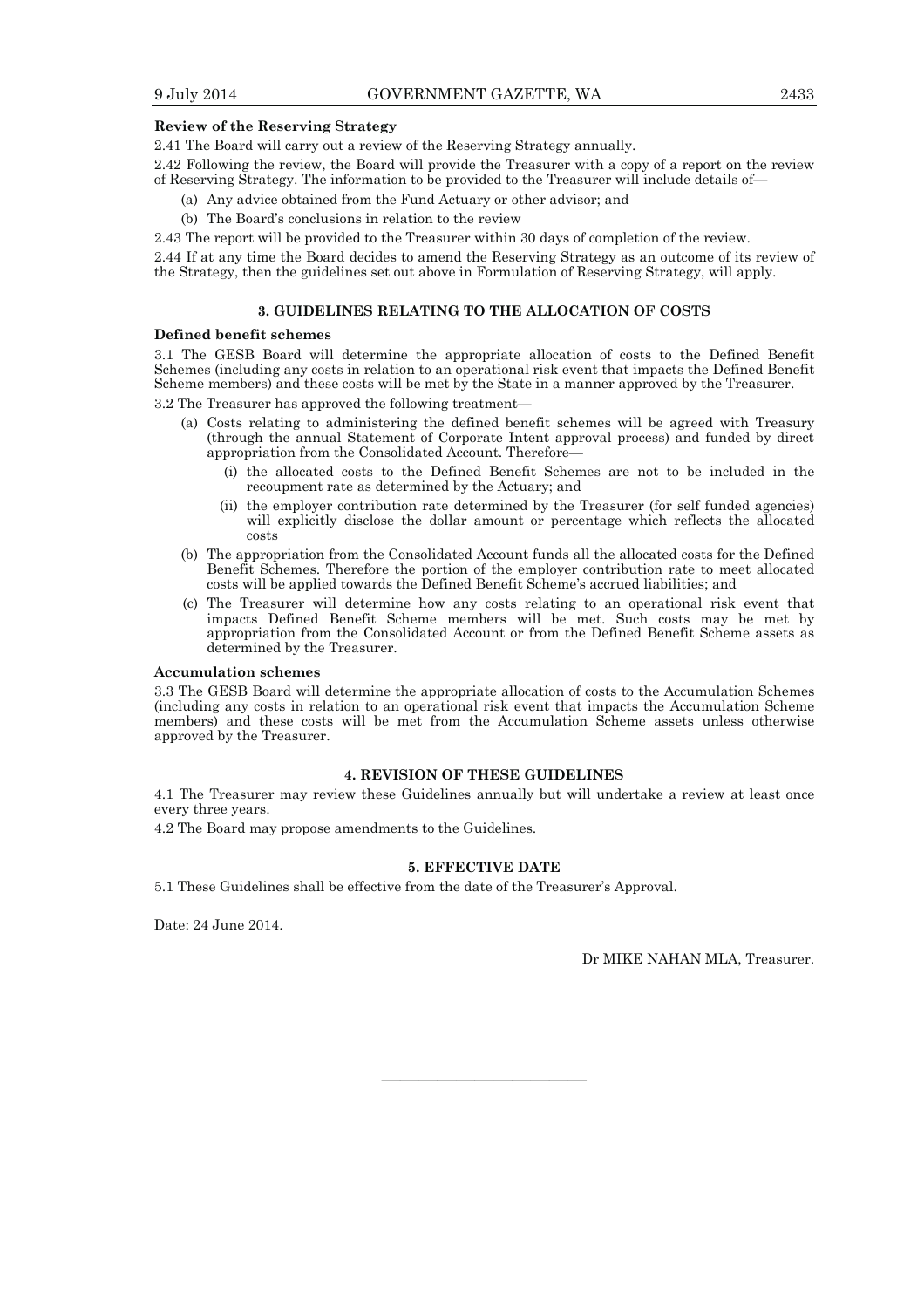**Review of the Reserving Strategy**

2.41 The Board will carry out a review of the Reserving Strategy annually.

2.42 Following the review, the Board will provide the Treasurer with a copy of a report on the review of Reserving Strategy. The information to be provided to the Treasurer will include details of—

- (a) Any advice obtained from the Fund Actuary or other advisor; and
- (b) The Board's conclusions in relation to the review

2.43 The report will be provided to the Treasurer within 30 days of completion of the review.

2.44 If at any time the Board decides to amend the Reserving Strategy as an outcome of its review of the Strategy, then the guidelines set out above in Formulation of Reserving Strategy, will apply.

### 3. GUIDELINES RELATING TO THE ALLOCATION OF COSTS

**Defined benefit schemes**

3.1 The GESB Board will determine the appropriate allocation of costs to the Defined Benefit Schemes (including any costs in relation to an operational risk event that impacts the Defined Benefit Scheme members) and these costs will be met by the State in a manner approved by the Treasurer.

3.2 The Treasurer has approved the following treatment—

- (a) Costs relating to administering the defined benefit schemes will be agreed with Treasury (through the annual Statement of Corporate Intent approval process) and funded by direct appropriation from the Consolidated Account. Therefore—
  - (i) the allocated costs to the Defined Benefit Schemes are not to be included in the recoupment rate as determined by the Actuary; and
  - (ii) the employer contribution rate determined by the Treasurer (for self funded agencies) will explicitly disclose the dollar amount or percentage which reflects the allocated costs
- (b) The appropriation from the Consolidated Account funds all the allocated costs for the Defined Benefit Schemes. Therefore the portion of the employer contribution rate to meet allocated costs will be applied towards the Defined Benefit Scheme's accrued liabilities; and
- (c) The Treasurer will determine how any costs relating to an operational risk event that impacts Defined Benefit Scheme members will be met. Such costs may be met by appropriation from the Consolidated Account or from the Defined Benefit Scheme assets as determined by the Treasurer.

**Accumulation schemes**

3.3 The GESB Board will determine the appropriate allocation of costs to the Accumulation Schemes (including any costs in relation to an operational risk event that impacts the Accumulation Scheme members) and these costs will be met from the Accumulation Scheme assets unless otherwise approved by the Treasurer.

### 4. REVISION OF THESE GUIDELINES

4.1 The Treasurer may review these Guidelines annually but will undertake a review at least once every three years.

4.2 The Board may propose amendments to the Guidelines.

### 5. EFFECTIVE DATE

5.1 These Guidelines shall be effective from the date of the Treasurer's Approval.

Date: 24 June 2014.

Dr MIKE NAHAN MLA, Treasurer.

---